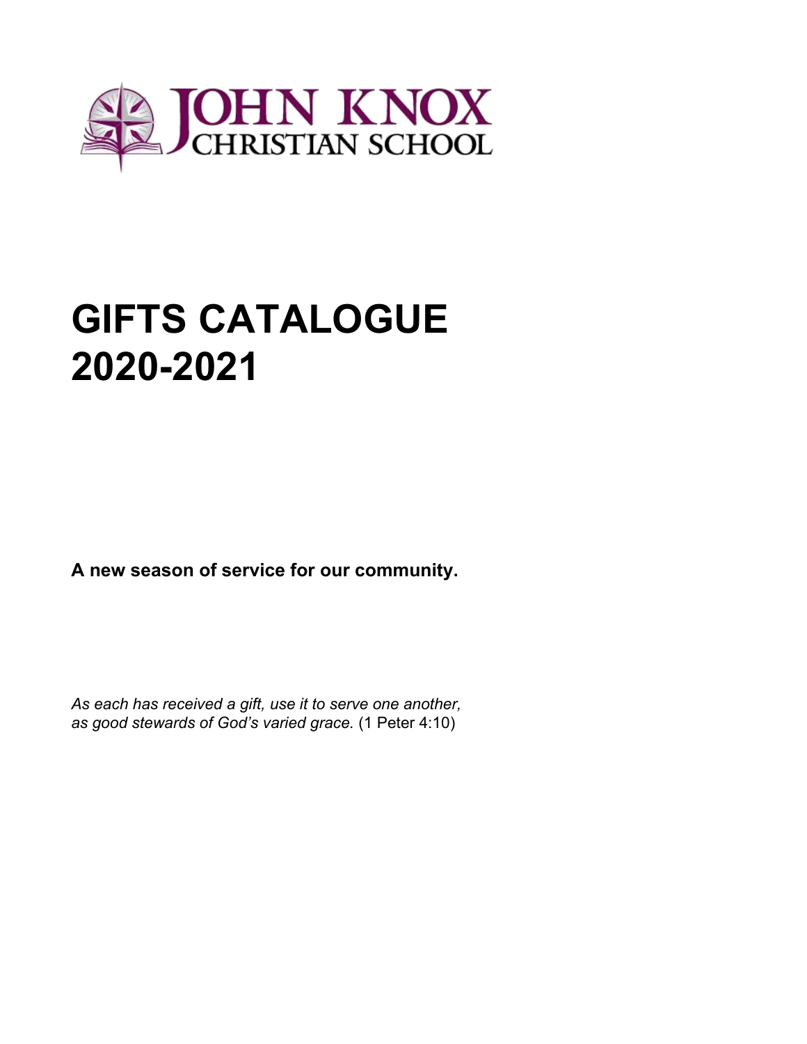JOHN KNOX
CHRISTIAN SCHOOL

# GIFTS CATALOGUE 2020-2021

**A new season of service for our community.**

*As each has received a gift, use it to serve one another, as good stewards of God's varied grace.* (1 Peter 4:10)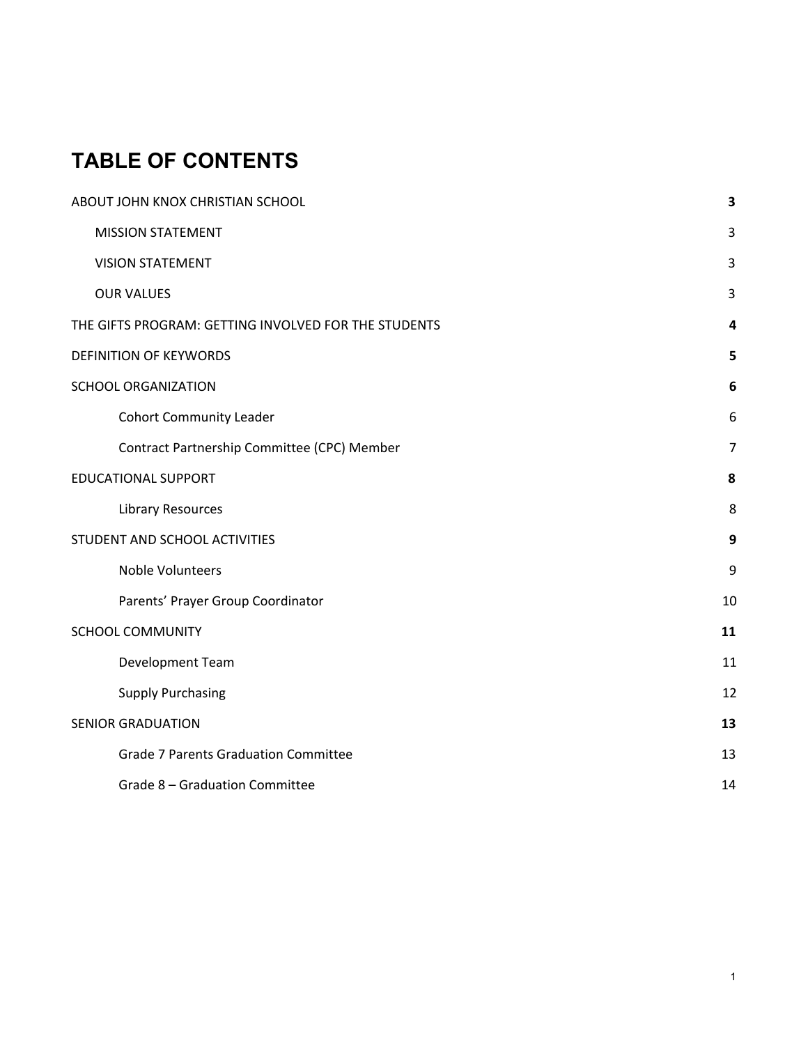# TABLE OF CONTENTS

| | |
|---|---|
| ABOUT JOHN KNOX CHRISTIAN SCHOOL | **3** |
| MISSION STATEMENT | 3 |
| VISION STATEMENT | 3 |
| OUR VALUES | 3 |
| THE GIFTS PROGRAM: GETTING INVOLVED FOR THE STUDENTS | **4** |
| DEFINITION OF KEYWORDS | **5** |
| SCHOOL ORGANIZATION | **6** |
| Cohort Community Leader | 6 |
| Contract Partnership Committee (CPC) Member | 7 |
| EDUCATIONAL SUPPORT | **8** |
| Library Resources | 8 |
| STUDENT AND SCHOOL ACTIVITIES | **9** |
| Noble Volunteers | 9 |
| Parents' Prayer Group Coordinator | 10 |
| SCHOOL COMMUNITY | **11** |
| Development Team | 11 |
| Supply Purchasing | 12 |
| SENIOR GRADUATION | **13** |
| Grade 7 Parents Graduation Committee | 13 |
| Grade 8 – Graduation Committee | 14 |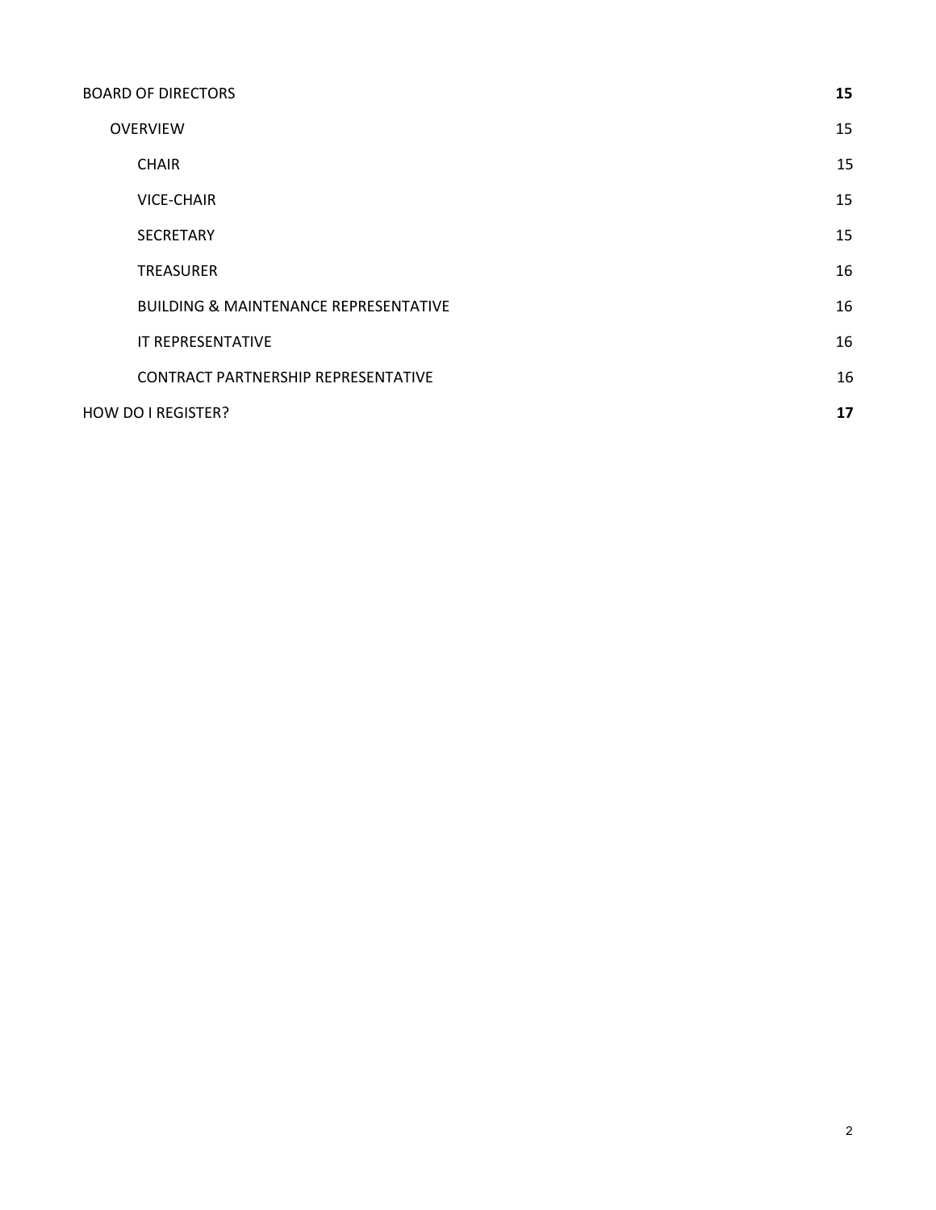| | |
|---|---|
| **BOARD OF DIRECTORS** | **15** |
| &nbsp;&nbsp;&nbsp;&nbsp;OVERVIEW | 15 |
| &nbsp;&nbsp;&nbsp;&nbsp;&nbsp;&nbsp;&nbsp;&nbsp;CHAIR | 15 |
| &nbsp;&nbsp;&nbsp;&nbsp;&nbsp;&nbsp;&nbsp;&nbsp;VICE-CHAIR | 15 |
| &nbsp;&nbsp;&nbsp;&nbsp;&nbsp;&nbsp;&nbsp;&nbsp;SECRETARY | 15 |
| &nbsp;&nbsp;&nbsp;&nbsp;&nbsp;&nbsp;&nbsp;&nbsp;TREASURER | 16 |
| &nbsp;&nbsp;&nbsp;&nbsp;&nbsp;&nbsp;&nbsp;&nbsp;BUILDING & MAINTENANCE REPRESENTATIVE | 16 |
| &nbsp;&nbsp;&nbsp;&nbsp;&nbsp;&nbsp;&nbsp;&nbsp;IT REPRESENTATIVE | 16 |
| &nbsp;&nbsp;&nbsp;&nbsp;&nbsp;&nbsp;&nbsp;&nbsp;CONTRACT PARTNERSHIP REPRESENTATIVE | 16 |
| **HOW DO I REGISTER?** | **17** |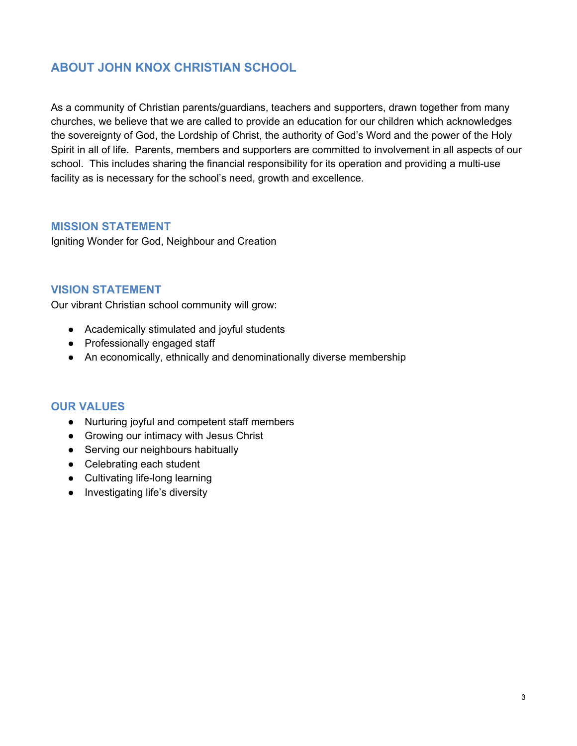## ABOUT JOHN KNOX CHRISTIAN SCHOOL

As a community of Christian parents/guardians, teachers and supporters, drawn together from many churches, we believe that we are called to provide an education for our children which acknowledges the sovereignty of God, the Lordship of Christ, the authority of God's Word and the power of the Holy Spirit in all of life. Parents, members and supporters are committed to involvement in all aspects of our school. This includes sharing the financial responsibility for its operation and providing a multi-use facility as is necessary for the school's need, growth and excellence.

### MISSION STATEMENT

Igniting Wonder for God, Neighbour and Creation

### VISION STATEMENT

Our vibrant Christian school community will grow:

- Academically stimulated and joyful students
- Professionally engaged staff
- An economically, ethnically and denominationally diverse membership

### OUR VALUES

- Nurturing joyful and competent staff members
- Growing our intimacy with Jesus Christ
- Serving our neighbours habitually
- Celebrating each student
- Cultivating life-long learning
- Investigating life's diversity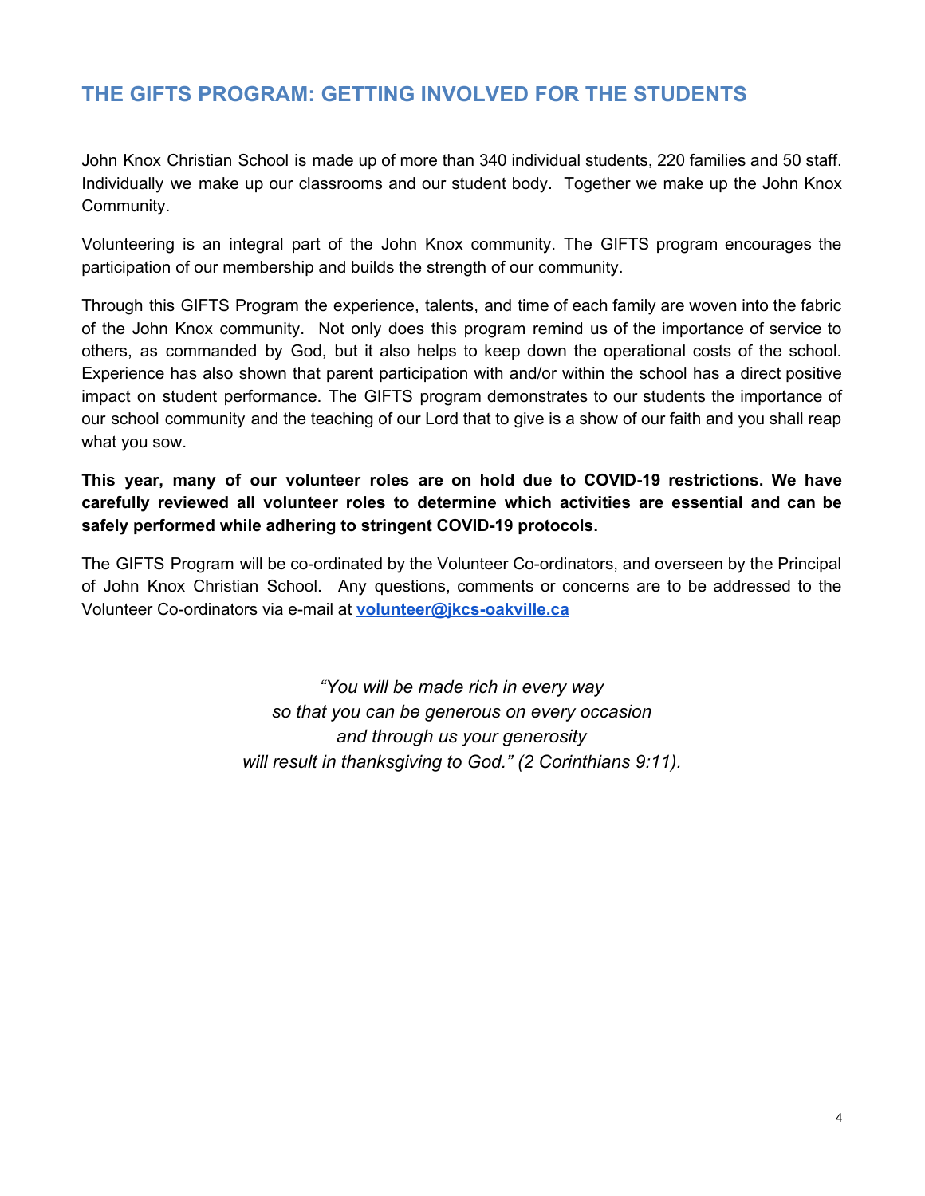## THE GIFTS PROGRAM: GETTING INVOLVED FOR THE STUDENTS

John Knox Christian School is made up of more than 340 individual students, 220 families and 50 staff. Individually we make up our classrooms and our student body. Together we make up the John Knox Community.

Volunteering is an integral part of the John Knox community. The GIFTS program encourages the participation of our membership and builds the strength of our community.

Through this GIFTS Program the experience, talents, and time of each family are woven into the fabric of the John Knox community. Not only does this program remind us of the importance of service to others, as commanded by God, but it also helps to keep down the operational costs of the school. Experience has also shown that parent participation with and/or within the school has a direct positive impact on student performance. The GIFTS program demonstrates to our students the importance of our school community and the teaching of our Lord that to give is a show of our faith and you shall reap what you sow.

**This year, many of our volunteer roles are on hold due to COVID-19 restrictions. We have carefully reviewed all volunteer roles to determine which activities are essential and can be safely performed while adhering to stringent COVID-19 protocols.**

The GIFTS Program will be co-ordinated by the Volunteer Co-ordinators, and overseen by the Principal of John Knox Christian School. Any questions, comments or concerns are to be addressed to the Volunteer Co-ordinators via e-mail at **volunteer@jkcs-oakville.ca**

*"You will be made rich in every way*
*so that you can be generous on every occasion*
*and through us your generosity*
*will result in thanksgiving to God." (2 Corinthians 9:11).*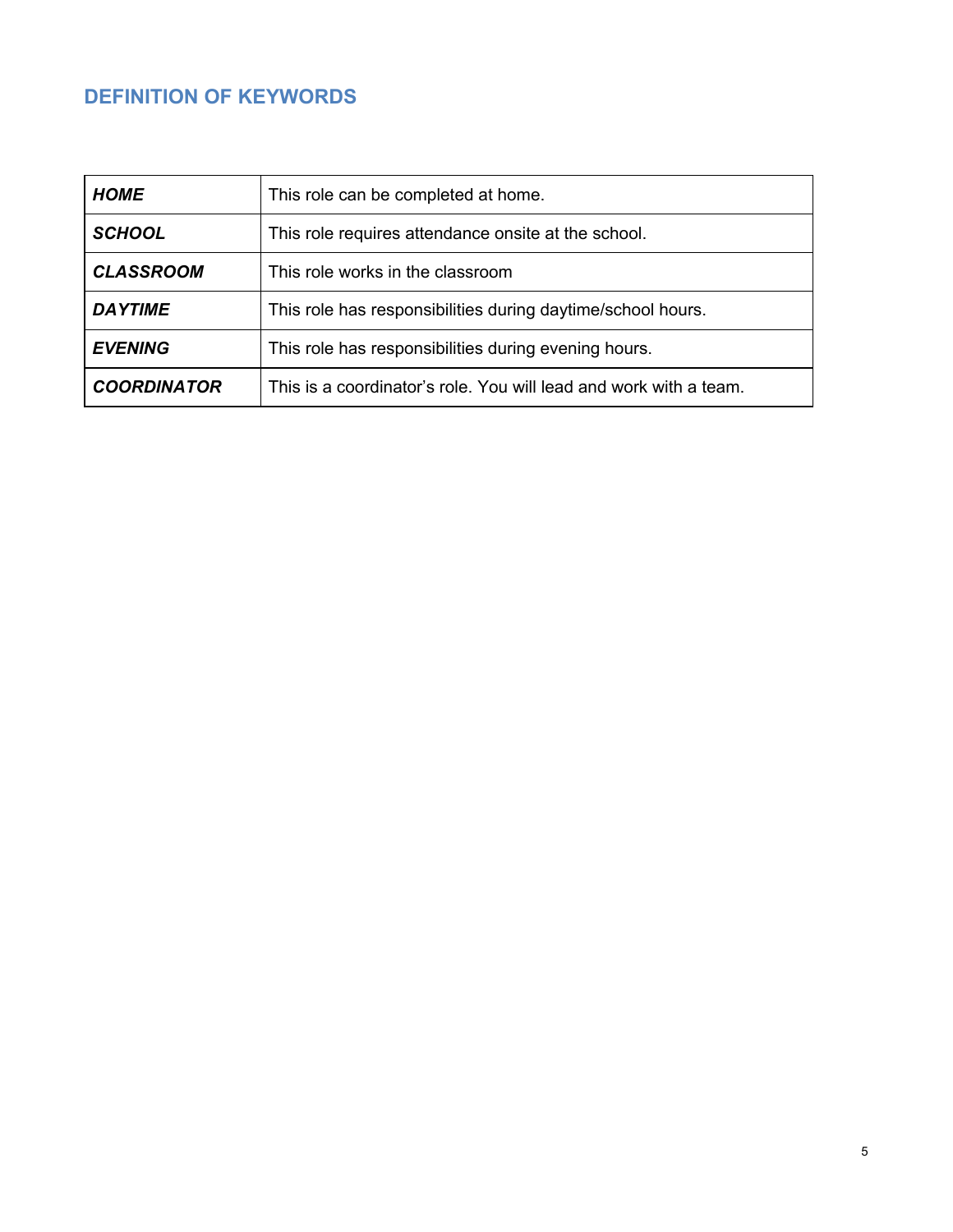## DEFINITION OF KEYWORDS

| | |
|---|---|
| ***HOME*** | This role can be completed at home. |
| ***SCHOOL*** | This role requires attendance onsite at the school. |
| ***CLASSROOM*** | This role works in the classroom |
| ***DAYTIME*** | This role has responsibilities during daytime/school hours. |
| ***EVENING*** | This role has responsibilities during evening hours. |
| ***COORDINATOR*** | This is a coordinator's role. You will lead and work with a team. |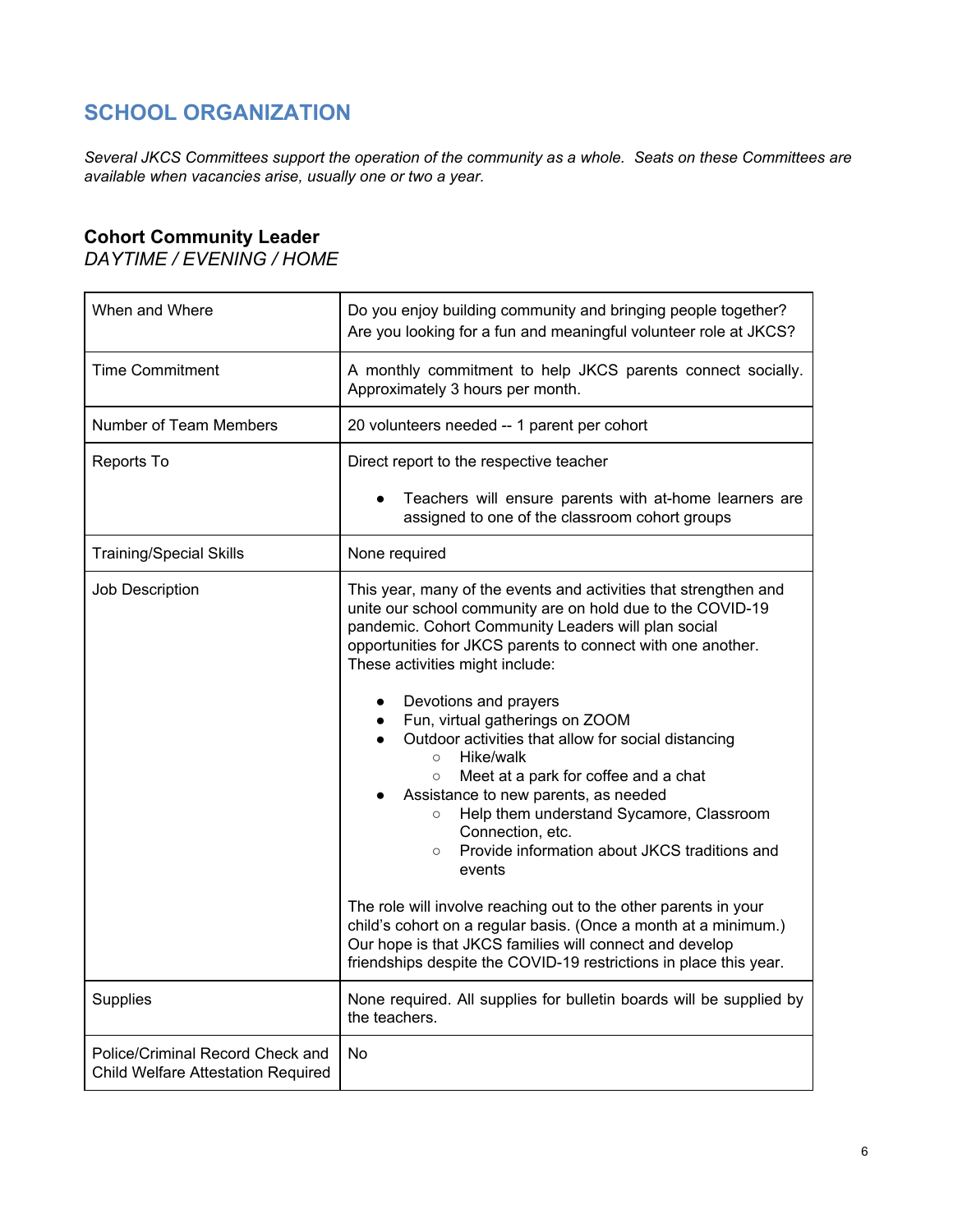## SCHOOL ORGANIZATION

*Several JKCS Committees support the operation of the community as a whole. Seats on these Committees are available when vacancies arise, usually one or two a year.*

### Cohort Community Leader

*DAYTIME / EVENING / HOME*

| | |
|---|---|
| When and Where | Do you enjoy building community and bringing people together? Are you looking for a fun and meaningful volunteer role at JKCS? |
| Time Commitment | A monthly commitment to help JKCS parents connect socially. Approximately 3 hours per month. |
| Number of Team Members | 20 volunteers needed -- 1 parent per cohort |
| Reports To | Direct report to the respective teacher<br><br>• Teachers will ensure parents with at-home learners are assigned to one of the classroom cohort groups |
| Training/Special Skills | None required |
| Job Description | This year, many of the events and activities that strengthen and unite our school community are on hold due to the COVID-19 pandemic. Cohort Community Leaders will plan social opportunities for JKCS parents to connect with one another. These activities might include:<br><br>• Devotions and prayers<br>• Fun, virtual gatherings on ZOOM<br>• Outdoor activities that allow for social distancing<br>&nbsp;&nbsp;&nbsp;&nbsp;○ Hike/walk<br>&nbsp;&nbsp;&nbsp;&nbsp;○ Meet at a park for coffee and a chat<br>• Assistance to new parents, as needed<br>&nbsp;&nbsp;&nbsp;&nbsp;○ Help them understand Sycamore, Classroom Connection, etc.<br>&nbsp;&nbsp;&nbsp;&nbsp;○ Provide information about JKCS traditions and events<br><br>The role will involve reaching out to the other parents in your child's cohort on a regular basis. (Once a month at a minimum.) Our hope is that JKCS families will connect and develop friendships despite the COVID-19 restrictions in place this year. |
| Supplies | None required. All supplies for bulletin boards will be supplied by the teachers. |
| Police/Criminal Record Check and Child Welfare Attestation Required | No |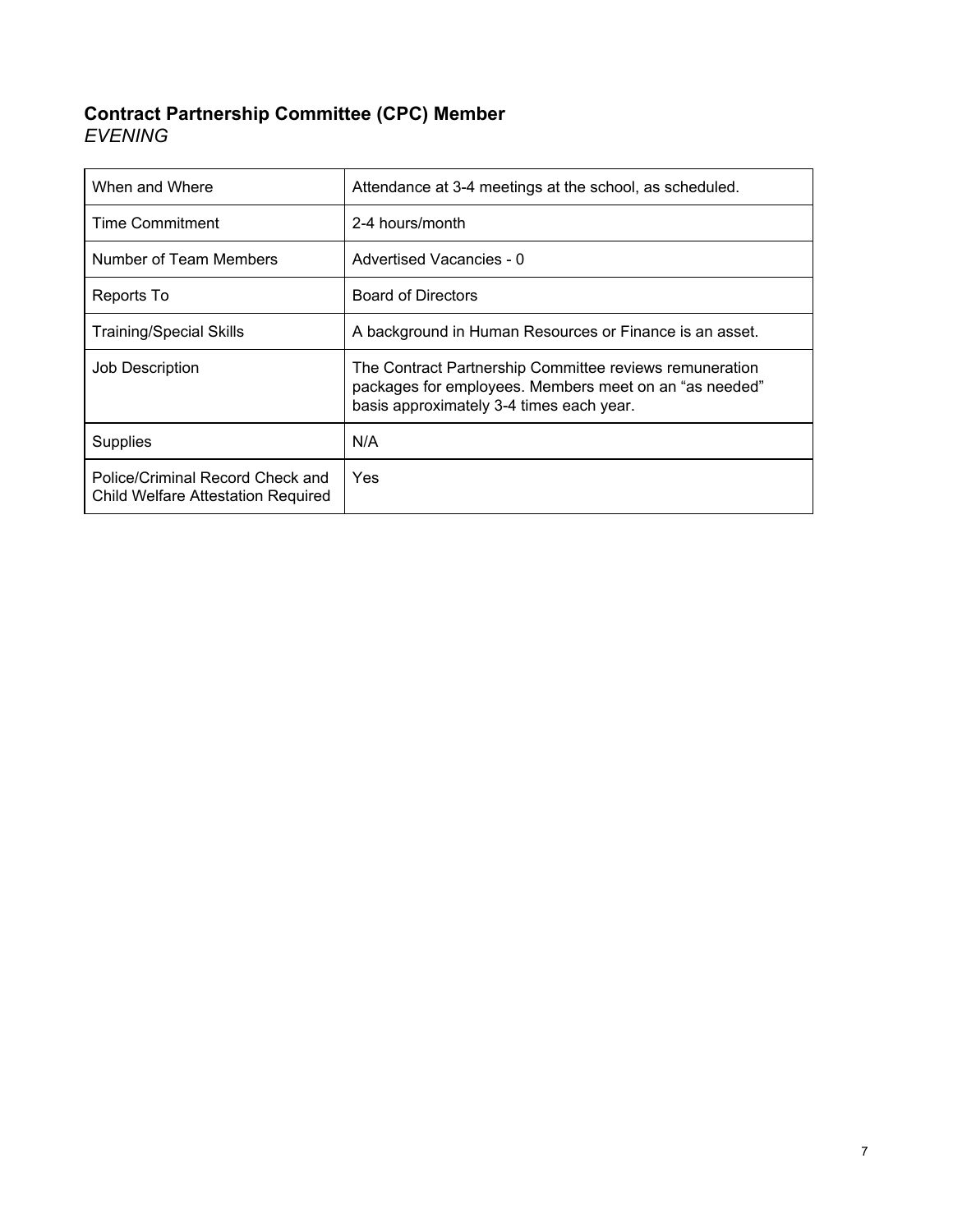### **Contract Partnership Committee (CPC) Member**

*EVENING*

| When and Where | Attendance at 3-4 meetings at the school, as scheduled. |
|---|---|
| Time Commitment | 2-4 hours/month |
| Number of Team Members | Advertised Vacancies - 0 |
| Reports To | Board of Directors |
| Training/Special Skills | A background in Human Resources or Finance is an asset. |
| Job Description | The Contract Partnership Committee reviews remuneration packages for employees. Members meet on an "as needed" basis approximately 3-4 times each year. |
| Supplies | N/A |
| Police/Criminal Record Check and Child Welfare Attestation Required | Yes |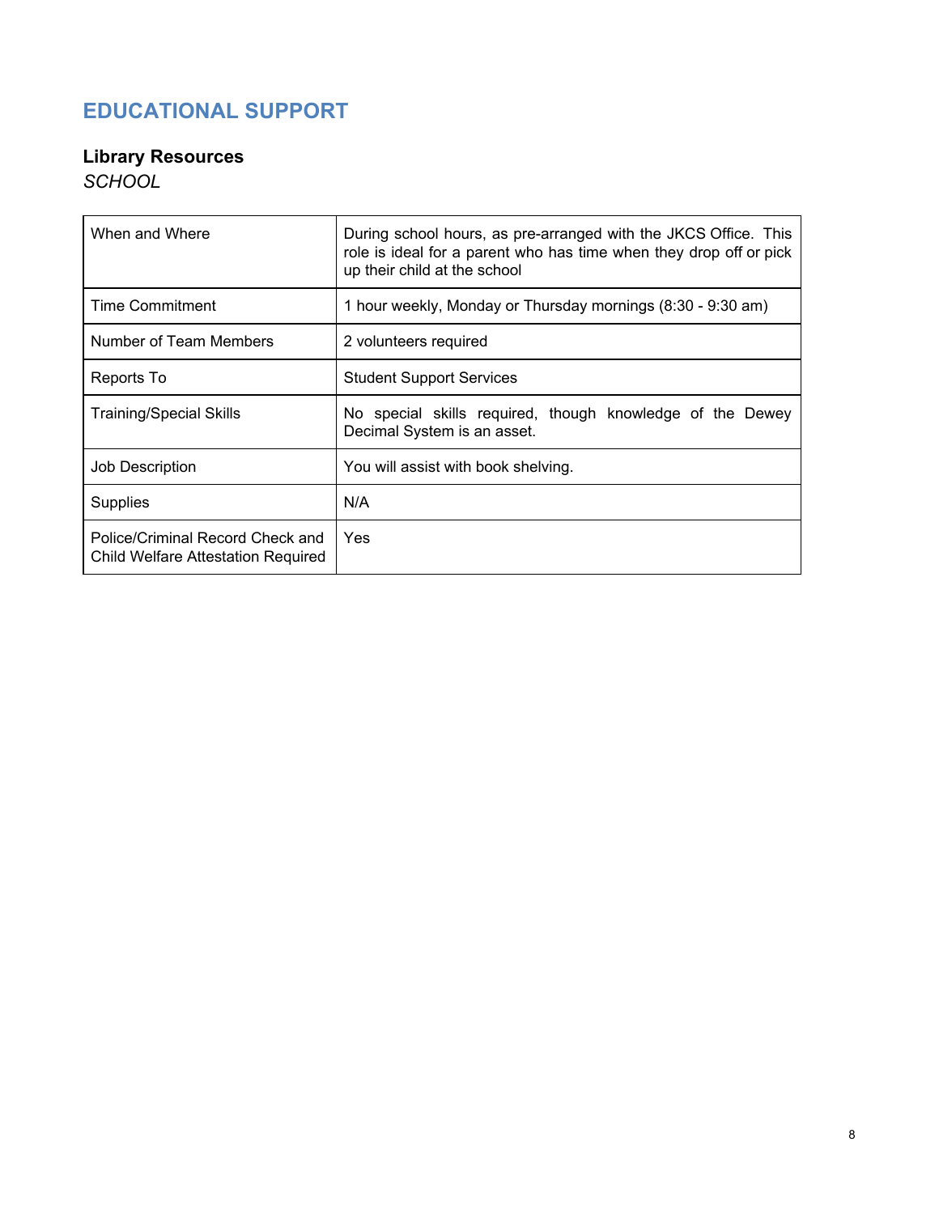# EDUCATIONAL SUPPORT

## Library Resources

*SCHOOL*

| | |
|---|---|
| When and Where | During school hours, as pre-arranged with the JKCS Office. This role is ideal for a parent who has time when they drop off or pick up their child at the school |
| Time Commitment | 1 hour weekly, Monday or Thursday mornings (8:30 - 9:30 am) |
| Number of Team Members | 2 volunteers required |
| Reports To | Student Support Services |
| Training/Special Skills | No special skills required, though knowledge of the Dewey Decimal System is an asset. |
| Job Description | You will assist with book shelving. |
| Supplies | N/A |
| Police/Criminal Record Check and Child Welfare Attestation Required | Yes |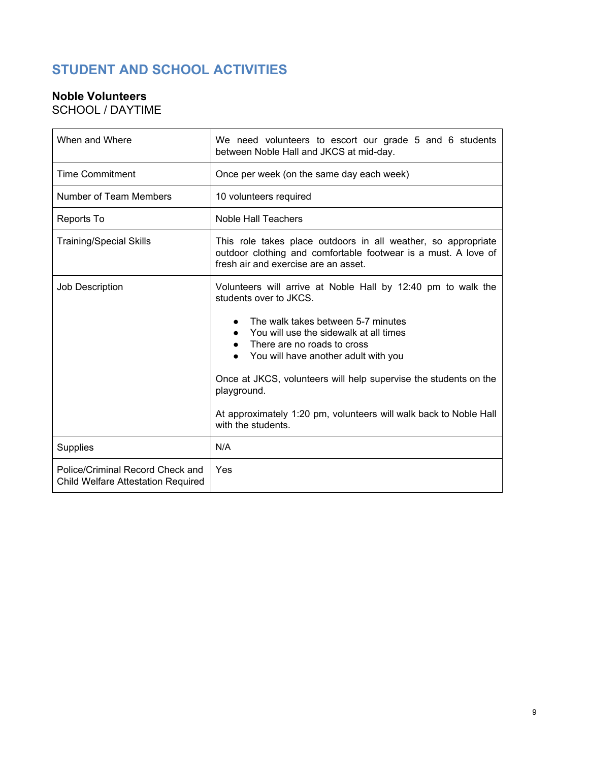## STUDENT AND SCHOOL ACTIVITIES

### Noble Volunteers

SCHOOL / DAYTIME

| | |
|---|---|
| When and Where | We need volunteers to escort our grade 5 and 6 students between Noble Hall and JKCS at mid-day. |
| Time Commitment | Once per week (on the same day each week) |
| Number of Team Members | 10 volunteers required |
| Reports To | Noble Hall Teachers |
| Training/Special Skills | This role takes place outdoors in all weather, so appropriate outdoor clothing and comfortable footwear is a must. A love of fresh air and exercise are an asset. |
| Job Description | Volunteers will arrive at Noble Hall by 12:40 pm to walk the students over to JKCS.<br><br>• The walk takes between 5-7 minutes<br>• You will use the sidewalk at all times<br>• There are no roads to cross<br>• You will have another adult with you<br><br>Once at JKCS, volunteers will help supervise the students on the playground.<br><br>At approximately 1:20 pm, volunteers will walk back to Noble Hall with the students. |
| Supplies | N/A |
| Police/Criminal Record Check and Child Welfare Attestation Required | Yes |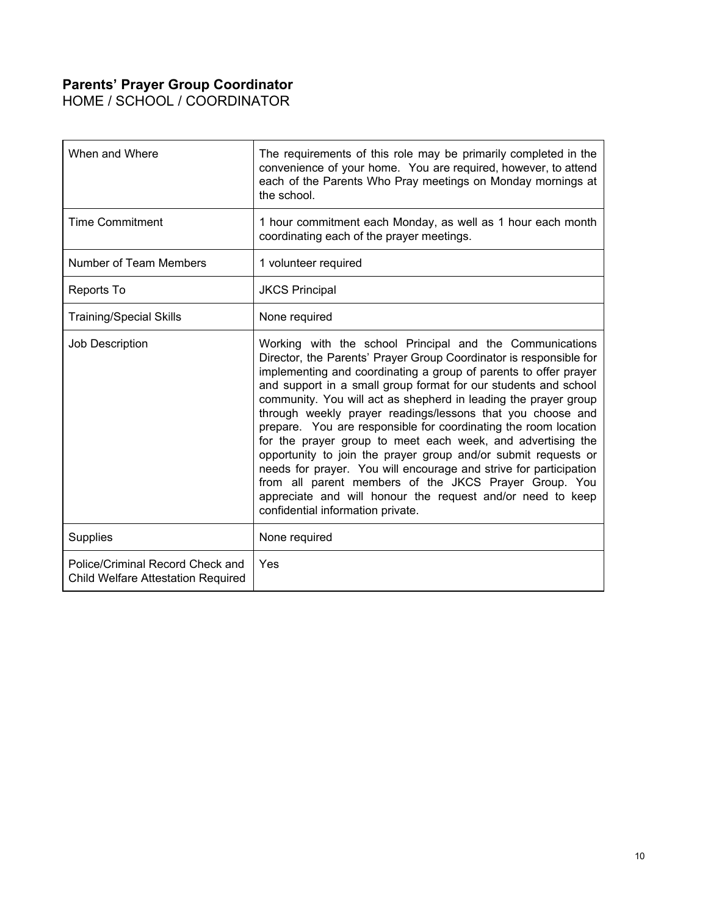**Parents' Prayer Group Coordinator**
HOME / SCHOOL / COORDINATOR

| | |
|---|---|
| When and Where | The requirements of this role may be primarily completed in the convenience of your home. You are required, however, to attend each of the Parents Who Pray meetings on Monday mornings at the school. |
| Time Commitment | 1 hour commitment each Monday, as well as 1 hour each month coordinating each of the prayer meetings. |
| Number of Team Members | 1 volunteer required |
| Reports To | JKCS Principal |
| Training/Special Skills | None required |
| Job Description | Working with the school Principal and the Communications Director, the Parents' Prayer Group Coordinator is responsible for implementing and coordinating a group of parents to offer prayer and support in a small group format for our students and school community. You will act as shepherd in leading the prayer group through weekly prayer readings/lessons that you choose and prepare. You are responsible for coordinating the room location for the prayer group to meet each week, and advertising the opportunity to join the prayer group and/or submit requests or needs for prayer. You will encourage and strive for participation from all parent members of the JKCS Prayer Group. You appreciate and will honour the request and/or need to keep confidential information private. |
| Supplies | None required |
| Police/Criminal Record Check and Child Welfare Attestation Required | Yes |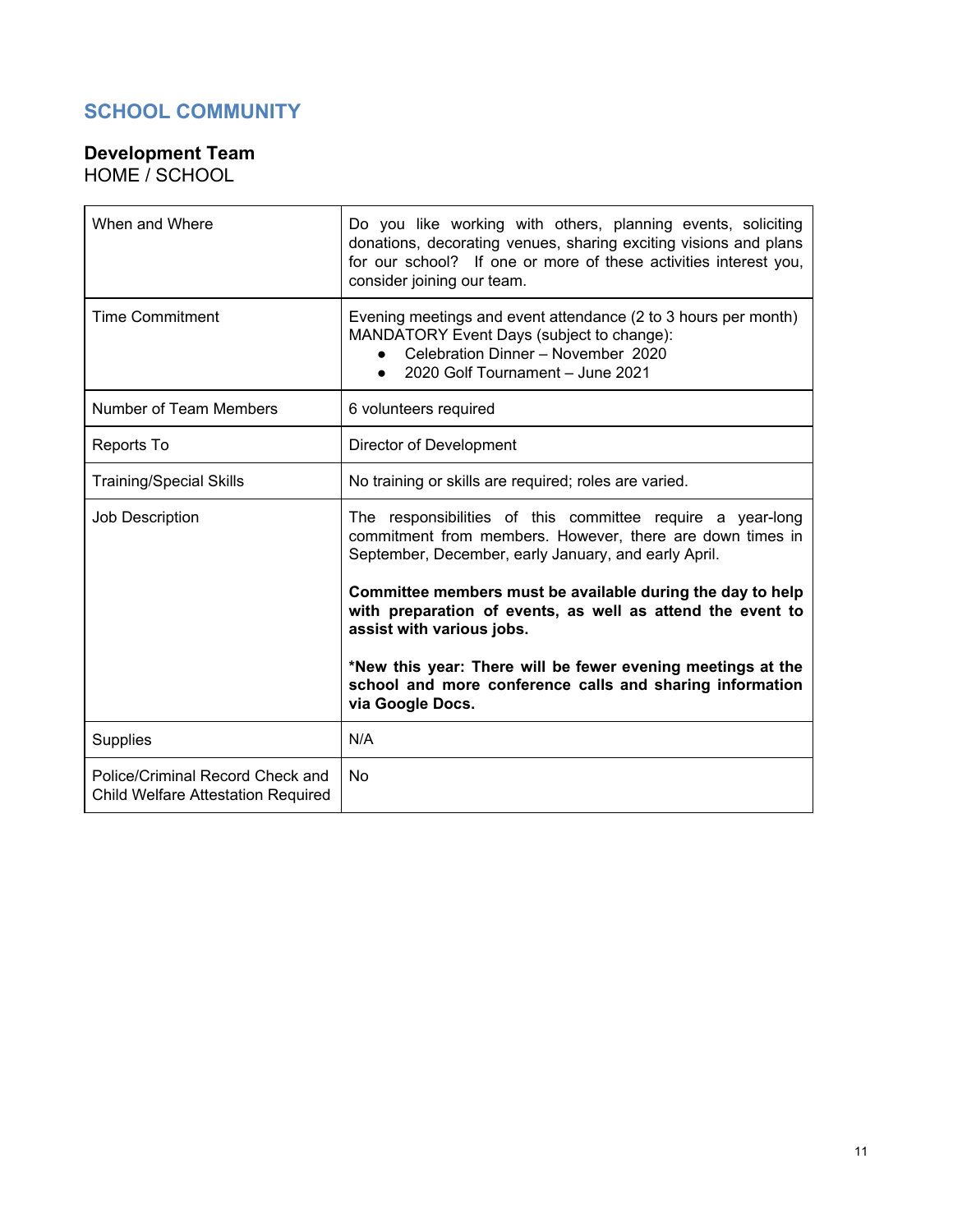## SCHOOL COMMUNITY

### Development Team

HOME / SCHOOL

| | |
|---|---|
| When and Where | Do you like working with others, planning events, soliciting donations, decorating venues, sharing exciting visions and plans for our school? If one or more of these activities interest you, consider joining our team. |
| Time Commitment | Evening meetings and event attendance (2 to 3 hours per month)<br>MANDATORY Event Days (subject to change):<br>• Celebration Dinner – November 2020<br>• 2020 Golf Tournament – June 2021 |
| Number of Team Members | 6 volunteers required |
| Reports To | Director of Development |
| Training/Special Skills | No training or skills are required; roles are varied. |
| Job Description | The responsibilities of this committee require a year-long commitment from members. However, there are down times in September, December, early January, and early April.<br><br>**Committee members must be available during the day to help with preparation of events, as well as attend the event to assist with various jobs.**<br><br>***New this year: There will be fewer evening meetings at the school and more conference calls and sharing information via Google Docs.** |
| Supplies | N/A |
| Police/Criminal Record Check and Child Welfare Attestation Required | No |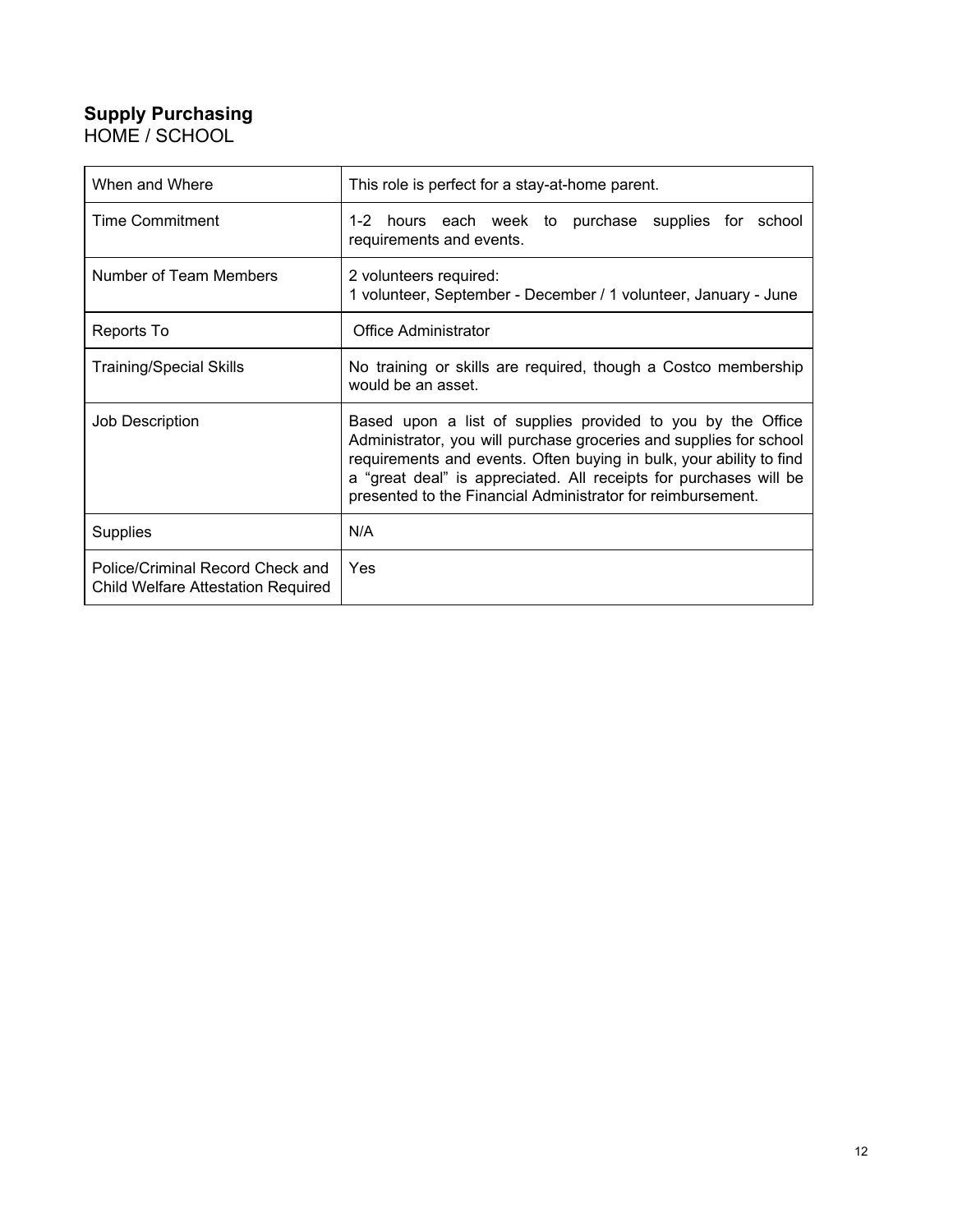## Supply Purchasing

HOME / SCHOOL

| | |
|---|---|
| When and Where | This role is perfect for a stay-at-home parent. |
| Time Commitment | 1-2 hours each week to purchase supplies for school requirements and events. |
| Number of Team Members | 2 volunteers required:<br>1 volunteer, September - December / 1 volunteer, January - June |
| Reports To | Office Administrator |
| Training/Special Skills | No training or skills are required, though a Costco membership would be an asset. |
| Job Description | Based upon a list of supplies provided to you by the Office Administrator, you will purchase groceries and supplies for school requirements and events. Often buying in bulk, your ability to find a "great deal" is appreciated. All receipts for purchases will be presented to the Financial Administrator for reimbursement. |
| Supplies | N/A |
| Police/Criminal Record Check and Child Welfare Attestation Required | Yes |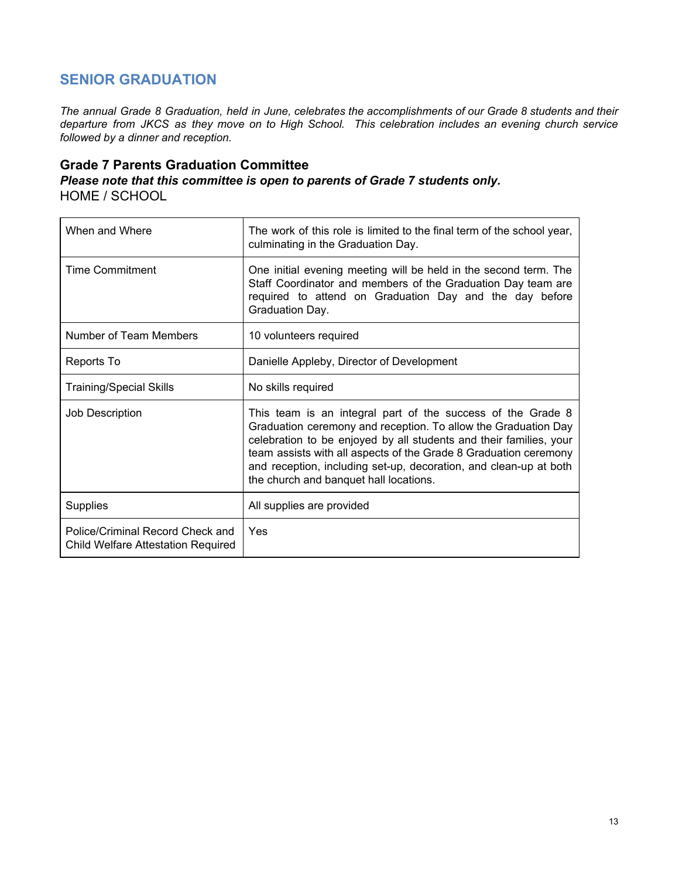## SENIOR GRADUATION

*The annual Grade 8 Graduation, held in June, celebrates the accomplishments of our Grade 8 students and their departure from JKCS as they move on to High School. This celebration includes an evening church service followed by a dinner and reception.*

### Grade 7 Parents Graduation Committee

***Please note that this committee is open to parents of Grade 7 students only.***

HOME / SCHOOL

| | |
|---|---|
| When and Where | The work of this role is limited to the final term of the school year, culminating in the Graduation Day. |
| Time Commitment | One initial evening meeting will be held in the second term. The Staff Coordinator and members of the Graduation Day team are required to attend on Graduation Day and the day before Graduation Day. |
| Number of Team Members | 10 volunteers required |
| Reports To | Danielle Appleby, Director of Development |
| Training/Special Skills | No skills required |
| Job Description | This team is an integral part of the success of the Grade 8 Graduation ceremony and reception. To allow the Graduation Day celebration to be enjoyed by all students and their families, your team assists with all aspects of the Grade 8 Graduation ceremony and reception, including set-up, decoration, and clean-up at both the church and banquet hall locations. |
| Supplies | All supplies are provided |
| Police/Criminal Record Check and Child Welfare Attestation Required | Yes |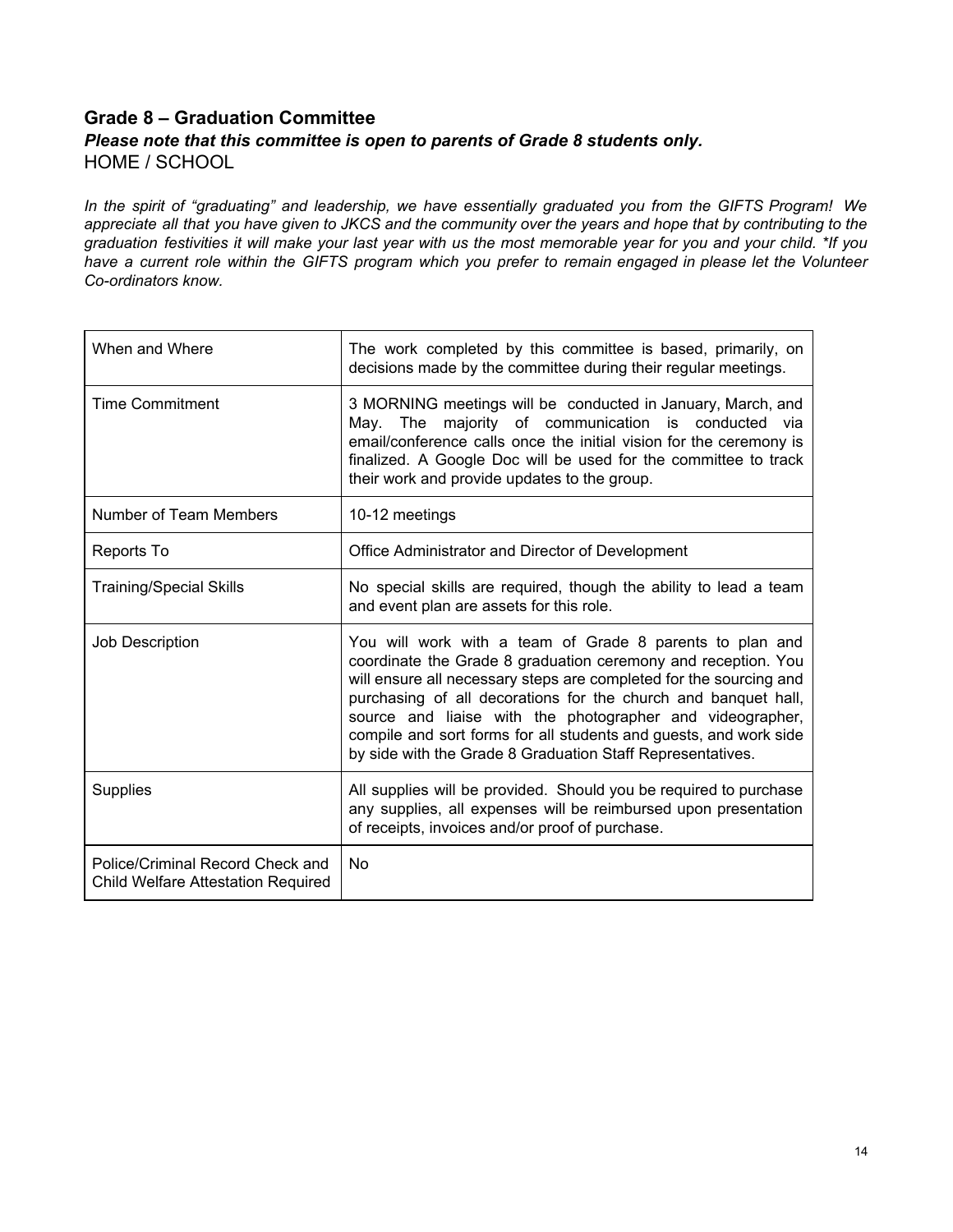## Grade 8 – Graduation Committee

***Please note that this committee is open to parents of Grade 8 students only.***

HOME / SCHOOL

*In the spirit of "graduating" and leadership, we have essentially graduated you from the GIFTS Program! We appreciate all that you have given to JKCS and the community over the years and hope that by contributing to the graduation festivities it will make your last year with us the most memorable year for you and your child. *If you have a current role within the GIFTS program which you prefer to remain engaged in please let the Volunteer Co-ordinators know.*

| | |
|---|---|
| When and Where | The work completed by this committee is based, primarily, on decisions made by the committee during their regular meetings. |
| Time Commitment | 3 MORNING meetings will be conducted in January, March, and May. The majority of communication is conducted via email/conference calls once the initial vision for the ceremony is finalized. A Google Doc will be used for the committee to track their work and provide updates to the group. |
| Number of Team Members | 10-12 meetings |
| Reports To | Office Administrator and Director of Development |
| Training/Special Skills | No special skills are required, though the ability to lead a team and event plan are assets for this role. |
| Job Description | You will work with a team of Grade 8 parents to plan and coordinate the Grade 8 graduation ceremony and reception. You will ensure all necessary steps are completed for the sourcing and purchasing of all decorations for the church and banquet hall, source and liaise with the photographer and videographer, compile and sort forms for all students and guests, and work side by side with the Grade 8 Graduation Staff Representatives. |
| Supplies | All supplies will be provided. Should you be required to purchase any supplies, all expenses will be reimbursed upon presentation of receipts, invoices and/or proof of purchase. |
| Police/Criminal Record Check and Child Welfare Attestation Required | No |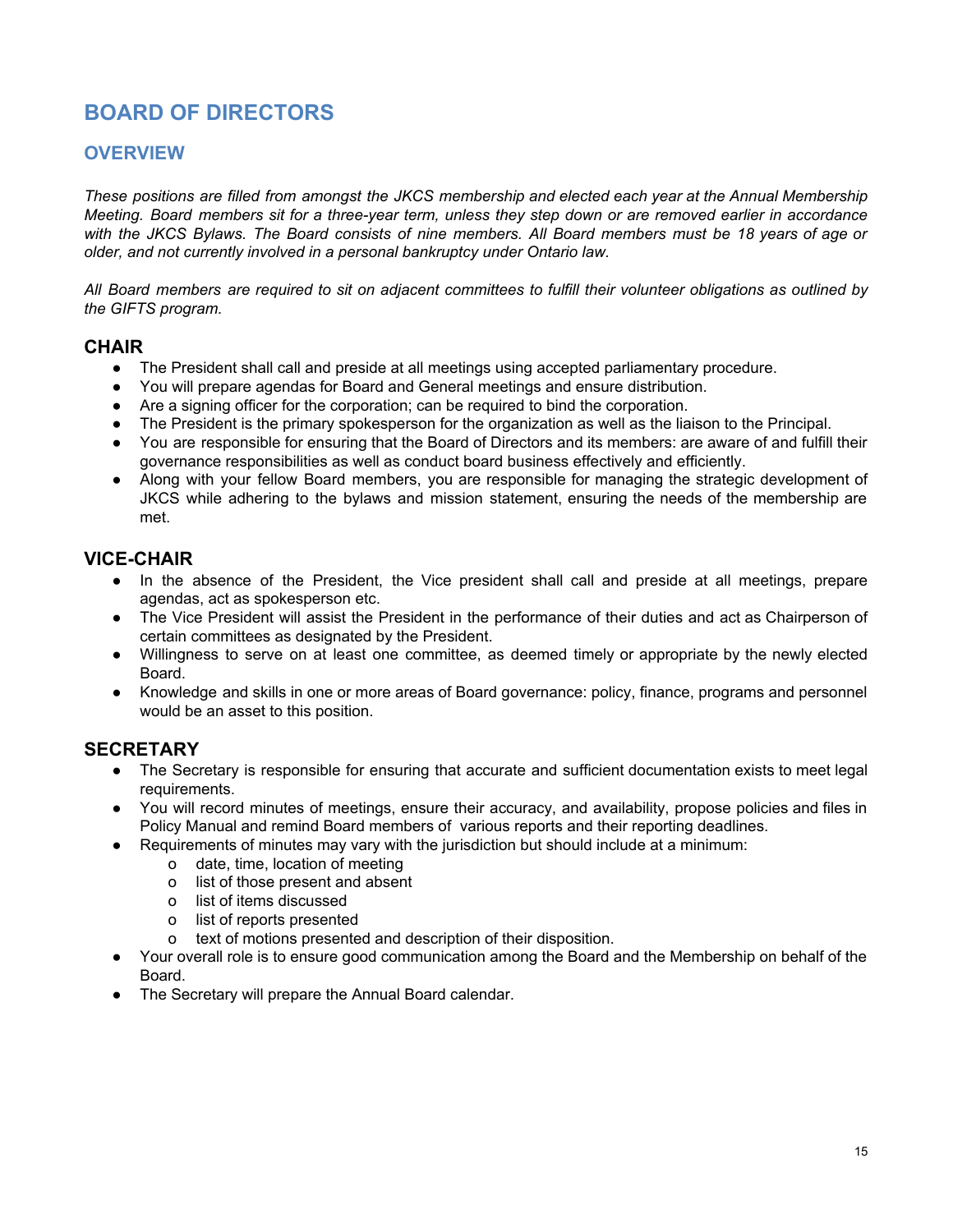# BOARD OF DIRECTORS

## OVERVIEW

*These positions are filled from amongst the JKCS membership and elected each year at the Annual Membership Meeting. Board members sit for a three-year term, unless they step down or are removed earlier in accordance with the JKCS Bylaws. The Board consists of nine members. All Board members must be 18 years of age or older, and not currently involved in a personal bankruptcy under Ontario law.*

*All Board members are required to sit on adjacent committees to fulfill their volunteer obligations as outlined by the GIFTS program.*

### CHAIR

- The President shall call and preside at all meetings using accepted parliamentary procedure.
- You will prepare agendas for Board and General meetings and ensure distribution.
- Are a signing officer for the corporation; can be required to bind the corporation.
- The President is the primary spokesperson for the organization as well as the liaison to the Principal.
- You are responsible for ensuring that the Board of Directors and its members: are aware of and fulfill their governance responsibilities as well as conduct board business effectively and efficiently.
- Along with your fellow Board members, you are responsible for managing the strategic development of JKCS while adhering to the bylaws and mission statement, ensuring the needs of the membership are met.

### VICE-CHAIR

- In the absence of the President, the Vice president shall call and preside at all meetings, prepare agendas, act as spokesperson etc.
- The Vice President will assist the President in the performance of their duties and act as Chairperson of certain committees as designated by the President.
- Willingness to serve on at least one committee, as deemed timely or appropriate by the newly elected Board.
- Knowledge and skills in one or more areas of Board governance: policy, finance, programs and personnel would be an asset to this position.

### SECRETARY

- The Secretary is responsible for ensuring that accurate and sufficient documentation exists to meet legal requirements.
- You will record minutes of meetings, ensure their accuracy, and availability, propose policies and files in Policy Manual and remind Board members of various reports and their reporting deadlines.
- Requirements of minutes may vary with the jurisdiction but should include at a minimum:
  - date, time, location of meeting
  - list of those present and absent
  - list of items discussed
  - list of reports presented
  - text of motions presented and description of their disposition.
- Your overall role is to ensure good communication among the Board and the Membership on behalf of the Board.
- The Secretary will prepare the Annual Board calendar.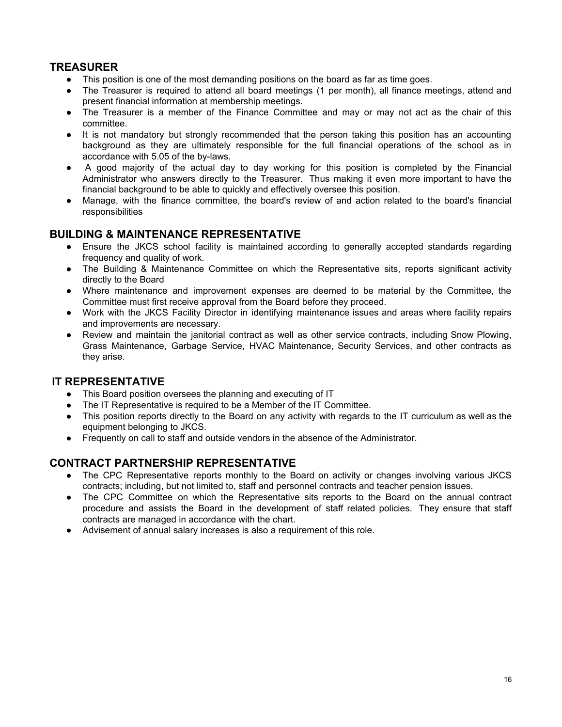## TREASURER

- This position is one of the most demanding positions on the board as far as time goes.
- The Treasurer is required to attend all board meetings (1 per month), all finance meetings, attend and present financial information at membership meetings.
- The Treasurer is a member of the Finance Committee and may or may not act as the chair of this committee.
- It is not mandatory but strongly recommended that the person taking this position has an accounting background as they are ultimately responsible for the full financial operations of the school as in accordance with 5.05 of the by-laws.
- A good majority of the actual day to day working for this position is completed by the Financial Administrator who answers directly to the Treasurer. Thus making it even more important to have the financial background to be able to quickly and effectively oversee this position.
- Manage, with the finance committee, the board's review of and action related to the board's financial responsibilities

## BUILDING & MAINTENANCE REPRESENTATIVE

- Ensure the JKCS school facility is maintained according to generally accepted standards regarding frequency and quality of work.
- The Building & Maintenance Committee on which the Representative sits, reports significant activity directly to the Board
- Where maintenance and improvement expenses are deemed to be material by the Committee, the Committee must first receive approval from the Board before they proceed.
- Work with the JKCS Facility Director in identifying maintenance issues and areas where facility repairs and improvements are necessary.
- Review and maintain the janitorial contract as well as other service contracts, including Snow Plowing, Grass Maintenance, Garbage Service, HVAC Maintenance, Security Services, and other contracts as they arise.

## IT REPRESENTATIVE

- This Board position oversees the planning and executing of IT
- The IT Representative is required to be a Member of the IT Committee.
- This position reports directly to the Board on any activity with regards to the IT curriculum as well as the equipment belonging to JKCS.
- Frequently on call to staff and outside vendors in the absence of the Administrator.

## CONTRACT PARTNERSHIP REPRESENTATIVE

- The CPC Representative reports monthly to the Board on activity or changes involving various JKCS contracts; including, but not limited to, staff and personnel contracts and teacher pension issues.
- The CPC Committee on which the Representative sits reports to the Board on the annual contract procedure and assists the Board in the development of staff related policies. They ensure that staff contracts are managed in accordance with the chart.
- Advisement of annual salary increases is also a requirement of this role.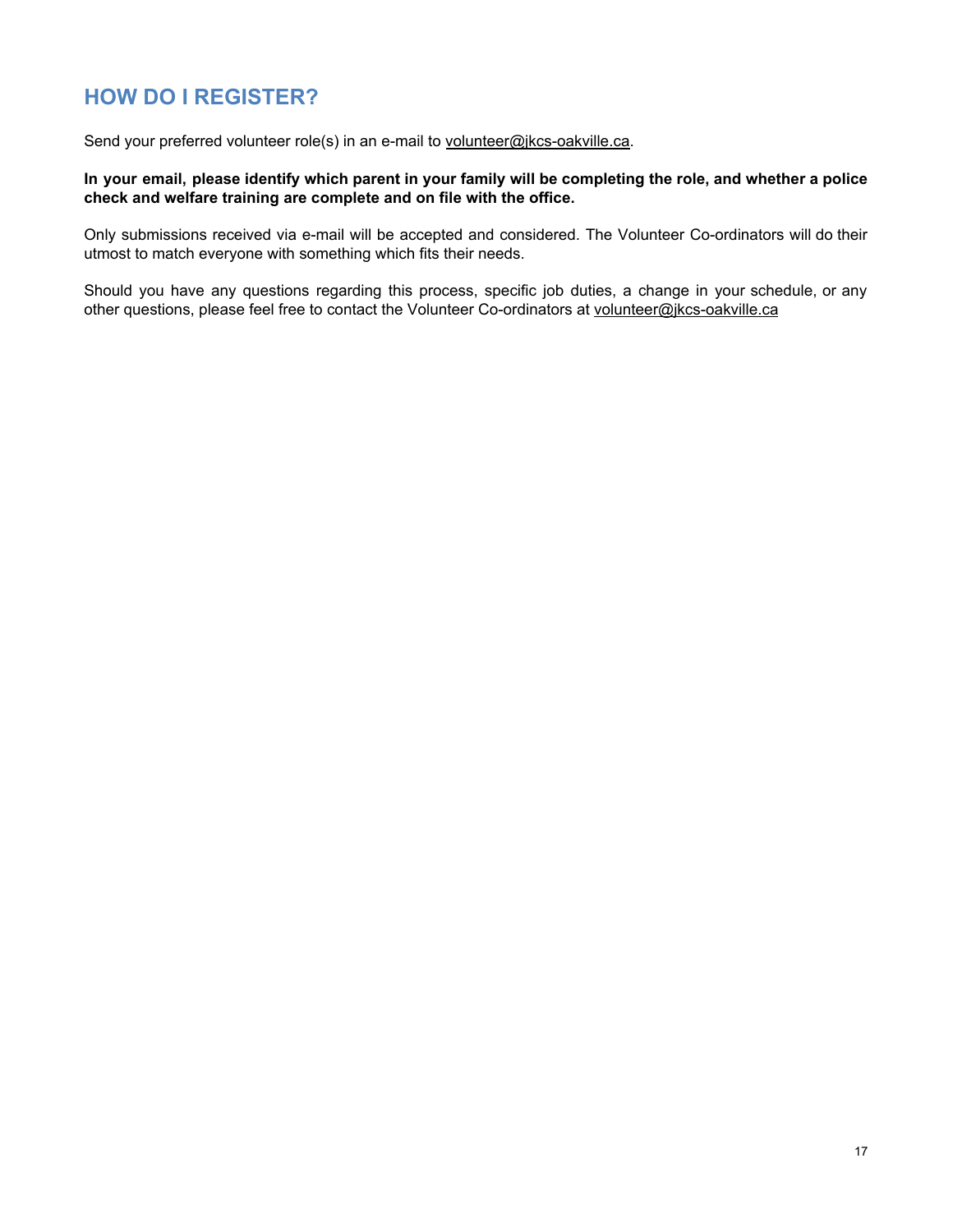## HOW DO I REGISTER?

Send your preferred volunteer role(s) in an e-mail to volunteer@jkcs-oakville.ca.

**In your email, please identify which parent in your family will be completing the role, and whether a police check and welfare training are complete and on file with the office.**

Only submissions received via e-mail will be accepted and considered. The Volunteer Co-ordinators will do their utmost to match everyone with something which fits their needs.

Should you have any questions regarding this process, specific job duties, a change in your schedule, or any other questions, please feel free to contact the Volunteer Co-ordinators at volunteer@jkcs-oakville.ca